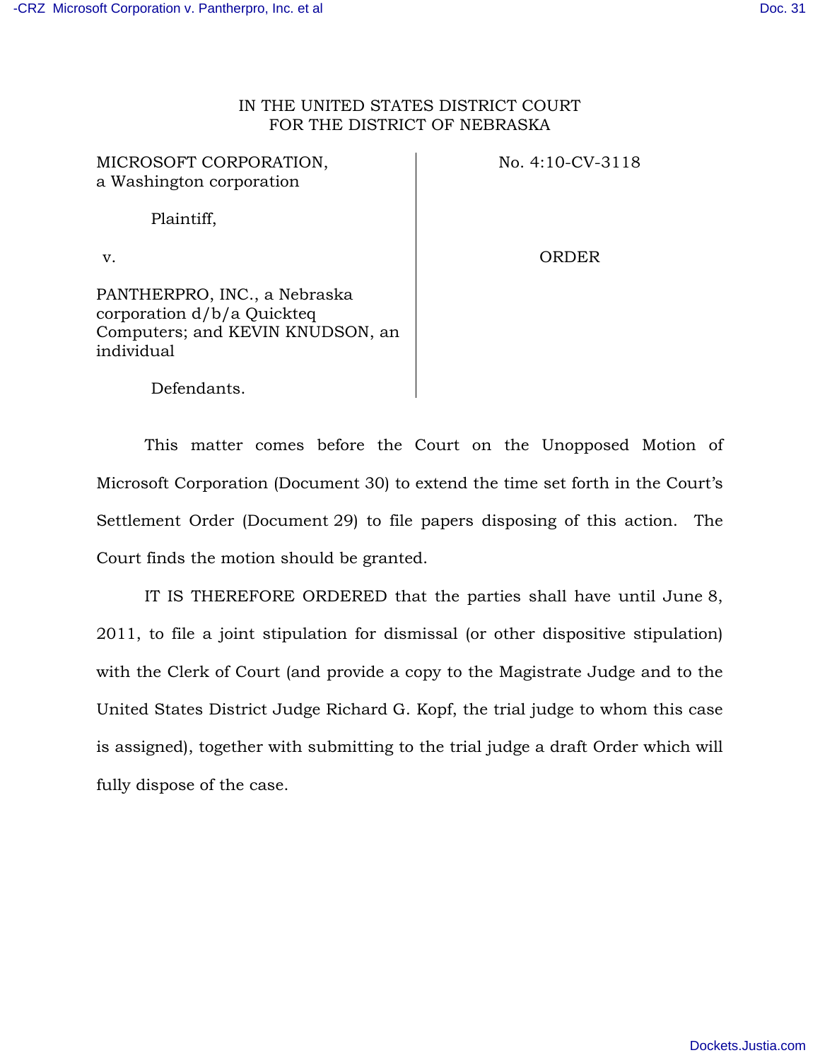IN THE UNITED STATES DISTRICT COURT
FOR THE DISTRICT OF NEBRASKA

| | |
|---|---|
| MICROSOFT CORPORATION, a Washington corporation<br><br>Plaintiff,<br><br>v.<br><br>PANTHERPRO, INC., a Nebraska corporation d/b/a Quickteq Computers; and KEVIN KNUDSON, an individual<br><br>Defendants. | No. 4:10-CV-3118<br><br>ORDER |

This matter comes before the Court on the Unopposed Motion of Microsoft Corporation (Document 30) to extend the time set forth in the Court's Settlement Order (Document 29) to file papers disposing of this action. The Court finds the motion should be granted.

IT IS THEREFORE ORDERED that the parties shall have until June 8, 2011, to file a joint stipulation for dismissal (or other dispositive stipulation) with the Clerk of Court (and provide a copy to the Magistrate Judge and to the United States District Judge Richard G. Kopf, the trial judge to whom this case is assigned), together with submitting to the trial judge a draft Order which will fully dispose of the case.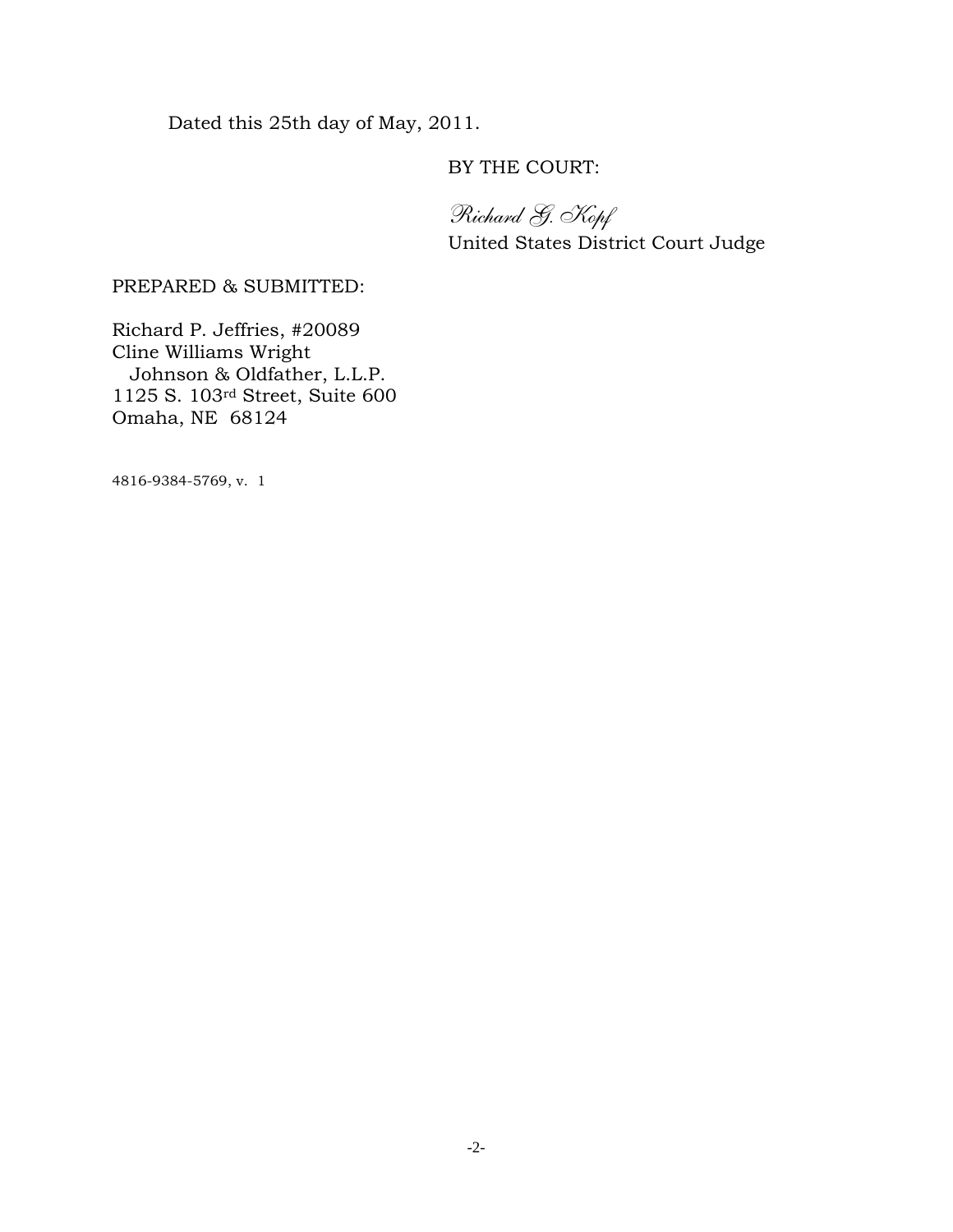Dated this 25th day of May, 2011.

BY THE COURT:

*Richard G. Kopf*
United States District Court Judge

PREPARED & SUBMITTED:

Richard P. Jeffries, #20089
Cline Williams Wright
Johnson & Oldfather, L.L.P.
1125 S. 103rd Street, Suite 600
Omaha, NE 68124

4816-9384-5769, v. 1